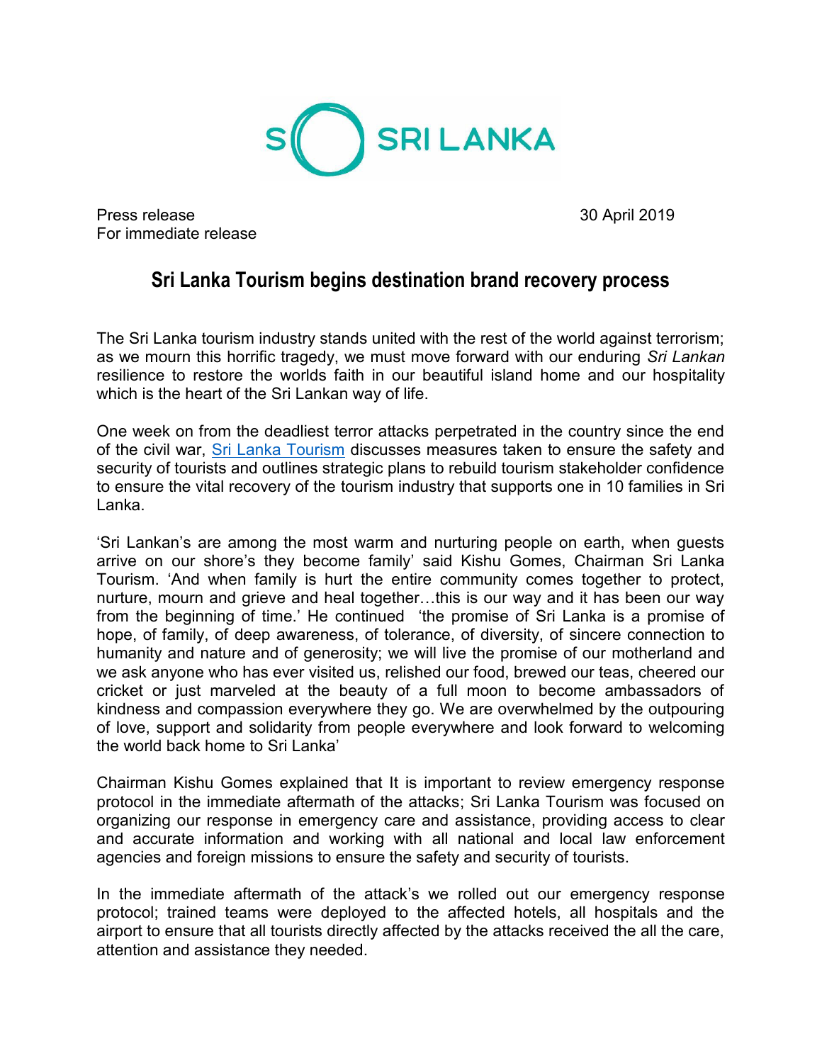SRI LANKA

Press release
For immediate release

30 April 2019

# Sri Lanka Tourism begins destination brand recovery process

The Sri Lanka tourism industry stands united with the rest of the world against terrorism; as we mourn this horrific tragedy, we must move forward with our enduring *Sri Lankan* resilience to restore the worlds faith in our beautiful island home and our hospitality which is the heart of the Sri Lankan way of life.

One week on from the deadliest terror attacks perpetrated in the country since the end of the civil war, [Sri Lanka Tourism]() discusses measures taken to ensure the safety and security of tourists and outlines strategic plans to rebuild tourism stakeholder confidence to ensure the vital recovery of the tourism industry that supports one in 10 families in Sri Lanka.

'Sri Lankan's are among the most warm and nurturing people on earth, when guests arrive on our shore's they become family' said Kishu Gomes, Chairman Sri Lanka Tourism. 'And when family is hurt the entire community comes together to protect, nurture, mourn and grieve and heal together…this is our way and it has been our way from the beginning of time.' He continued 'the promise of Sri Lanka is a promise of hope, of family, of deep awareness, of tolerance, of diversity, of sincere connection to humanity and nature and of generosity; we will live the promise of our motherland and we ask anyone who has ever visited us, relished our food, brewed our teas, cheered our cricket or just marveled at the beauty of a full moon to become ambassadors of kindness and compassion everywhere they go. We are overwhelmed by the outpouring of love, support and solidarity from people everywhere and look forward to welcoming the world back home to Sri Lanka'

Chairman Kishu Gomes explained that It is important to review emergency response protocol in the immediate aftermath of the attacks; Sri Lanka Tourism was focused on organizing our response in emergency care and assistance, providing access to clear and accurate information and working with all national and local law enforcement agencies and foreign missions to ensure the safety and security of tourists.

In the immediate aftermath of the attack's we rolled out our emergency response protocol; trained teams were deployed to the affected hotels, all hospitals and the airport to ensure that all tourists directly affected by the attacks received the all the care, attention and assistance they needed.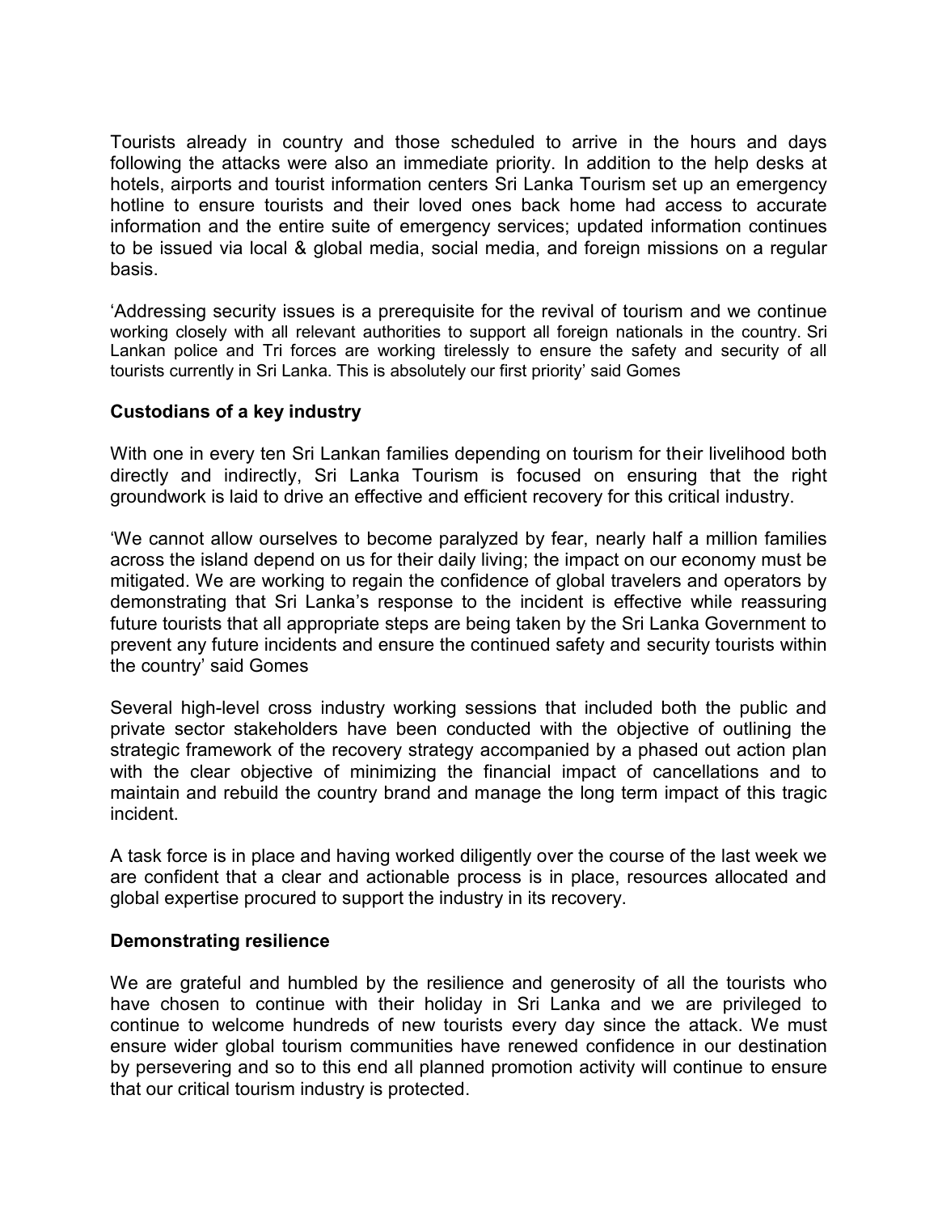Tourists already in country and those scheduled to arrive in the hours and days following the attacks were also an immediate priority. In addition to the help desks at hotels, airports and tourist information centers Sri Lanka Tourism set up an emergency hotline to ensure tourists and their loved ones back home had access to accurate information and the entire suite of emergency services; updated information continues to be issued via local & global media, social media, and foreign missions on a regular basis.

'Addressing security issues is a prerequisite for the revival of tourism and we continue working closely with all relevant authorities to support all foreign nationals in the country. Sri Lankan police and Tri forces are working tirelessly to ensure the safety and security of all tourists currently in Sri Lanka. This is absolutely our first priority' said Gomes

**Custodians of a key industry**

With one in every ten Sri Lankan families depending on tourism for their livelihood both directly and indirectly, Sri Lanka Tourism is focused on ensuring that the right groundwork is laid to drive an effective and efficient recovery for this critical industry.

'We cannot allow ourselves to become paralyzed by fear, nearly half a million families across the island depend on us for their daily living; the impact on our economy must be mitigated. We are working to regain the confidence of global travelers and operators by demonstrating that Sri Lanka's response to the incident is effective while reassuring future tourists that all appropriate steps are being taken by the Sri Lanka Government to prevent any future incidents and ensure the continued safety and security tourists within the country' said Gomes

Several high-level cross industry working sessions that included both the public and private sector stakeholders have been conducted with the objective of outlining the strategic framework of the recovery strategy accompanied by a phased out action plan with the clear objective of minimizing the financial impact of cancellations and to maintain and rebuild the country brand and manage the long term impact of this tragic incident.

A task force is in place and having worked diligently over the course of the last week we are confident that a clear and actionable process is in place, resources allocated and global expertise procured to support the industry in its recovery.

**Demonstrating resilience**

We are grateful and humbled by the resilience and generosity of all the tourists who have chosen to continue with their holiday in Sri Lanka and we are privileged to continue to welcome hundreds of new tourists every day since the attack. We must ensure wider global tourism communities have renewed confidence in our destination by persevering and so to this end all planned promotion activity will continue to ensure that our critical tourism industry is protected.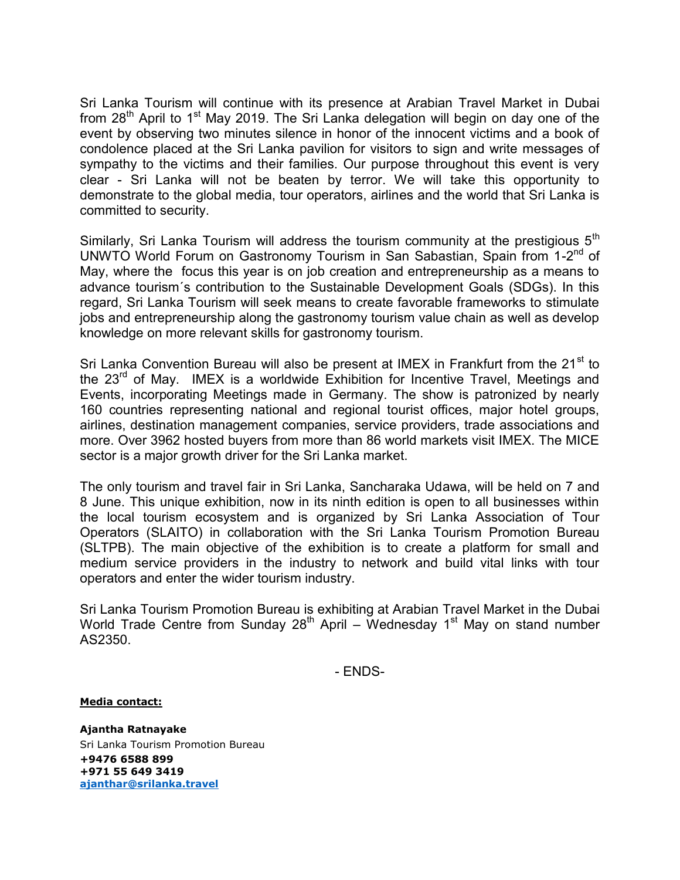Sri Lanka Tourism will continue with its presence at Arabian Travel Market in Dubai from 28th April to 1st May 2019. The Sri Lanka delegation will begin on day one of the event by observing two minutes silence in honor of the innocent victims and a book of condolence placed at the Sri Lanka pavilion for visitors to sign and write messages of sympathy to the victims and their families. Our purpose throughout this event is very clear - Sri Lanka will not be beaten by terror. We will take this opportunity to demonstrate to the global media, tour operators, airlines and the world that Sri Lanka is committed to security.

Similarly, Sri Lanka Tourism will address the tourism community at the prestigious 5th UNWTO World Forum on Gastronomy Tourism in San Sabastian, Spain from 1-2nd of May, where the focus this year is on job creation and entrepreneurship as a means to advance tourism´s contribution to the Sustainable Development Goals (SDGs). In this regard, Sri Lanka Tourism will seek means to create favorable frameworks to stimulate jobs and entrepreneurship along the gastronomy tourism value chain as well as develop knowledge on more relevant skills for gastronomy tourism.

Sri Lanka Convention Bureau will also be present at IMEX in Frankfurt from the 21st to the 23rd of May. IMEX is a worldwide Exhibition for Incentive Travel, Meetings and Events, incorporating Meetings made in Germany. The show is patronized by nearly 160 countries representing national and regional tourist offices, major hotel groups, airlines, destination management companies, service providers, trade associations and more. Over 3962 hosted buyers from more than 86 world markets visit IMEX. The MICE sector is a major growth driver for the Sri Lanka market.

The only tourism and travel fair in Sri Lanka, Sancharaka Udawa, will be held on 7 and 8 June. This unique exhibition, now in its ninth edition is open to all businesses within the local tourism ecosystem and is organized by Sri Lanka Association of Tour Operators (SLAITO) in collaboration with the Sri Lanka Tourism Promotion Bureau (SLTPB). The main objective of the exhibition is to create a platform for small and medium service providers in the industry to network and build vital links with tour operators and enter the wider tourism industry.

Sri Lanka Tourism Promotion Bureau is exhibiting at Arabian Travel Market in the Dubai World Trade Centre from Sunday 28th April – Wednesday 1st May on stand number AS2350.

- ENDS-

**Media contact:**

**Ajantha Ratnayake**
Sri Lanka Tourism Promotion Bureau
**+9476 6588 899**
**+971 55 649 3419**
**ajanthar@srilanka.travel**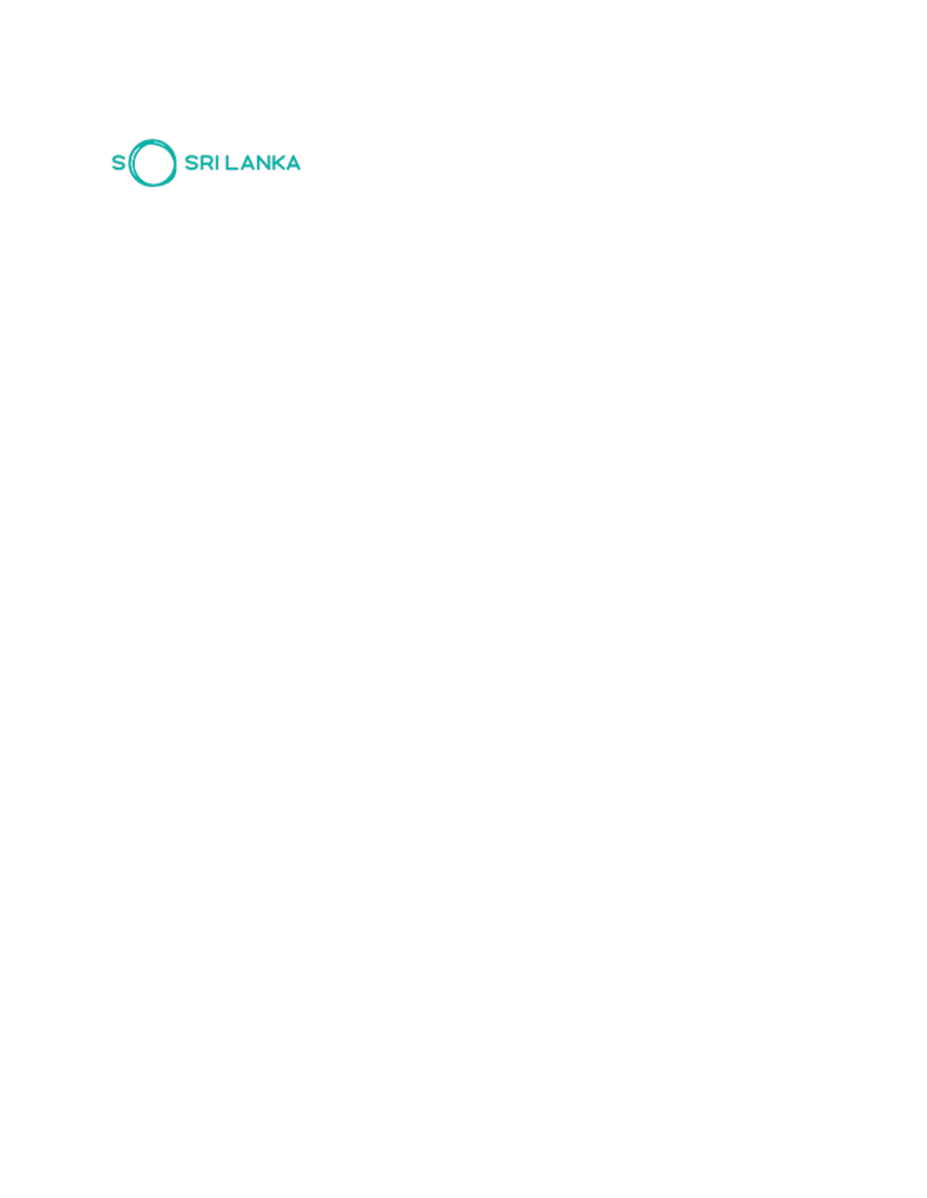SO SRI LANKA